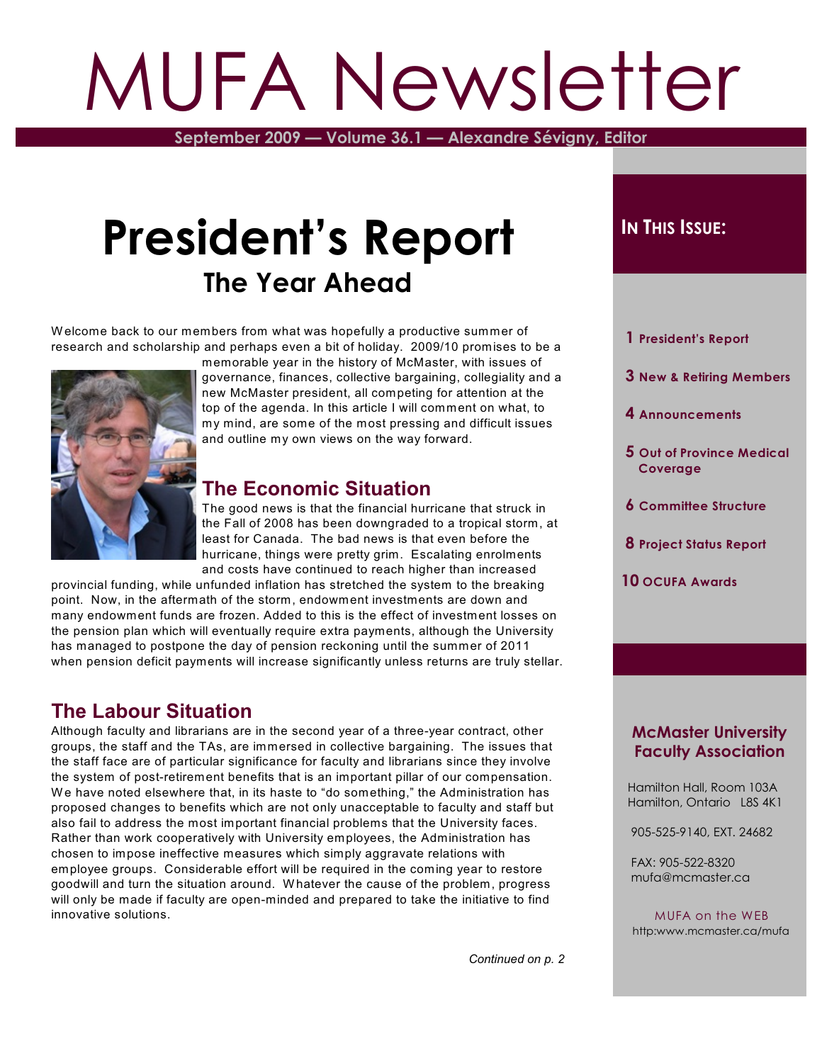# MUFA Newsletter

**September 2009 — Volume 36.1 — Alexandre Sévigny, Editor**

# President's Report

## The Year Ahead

Welcome back to our members from what was hopefully a productive summer of research and scholarship and perhaps even a bit of holiday. 2009/10 promises to be a memorable year in the history of McMaster, with issues of governance, finances, collective bargaining, collegiality and a new McMaster president, all competing for attention at the top of the agenda. In this article I will comment on what, to my mind, are some of the most pressing and difficult issues and outline my own views on the way forward.

### The Economic Situation

The good news is that the financial hurricane that struck in the Fall of 2008 has been downgraded to a tropical storm, at least for Canada. The bad news is that even before the hurricane, things were pretty grim. Escalating enrolments and costs have continued to reach higher than increased provincial funding, while unfunded inflation has stretched the system to the breaking point. Now, in the aftermath of the storm, endowment investments are down and many endowment funds are frozen. Added to this is the effect of investment losses on the pension plan which will eventually require extra payments, although the University has managed to postpone the day of pension reckoning until the summer of 2011 when pension deficit payments will increase significantly unless returns are truly stellar.

### The Labour Situation

Although faculty and librarians are in the second year of a three-year contract, other groups, the staff and the TAs, are immersed in collective bargaining. The issues that the staff face are of particular significance for faculty and librarians since they involve the system of post-retirement benefits that is an important pillar of our compensation. We have noted elsewhere that, in its haste to "do something," the Administration has proposed changes to benefits which are not only unacceptable to faculty and staff but also fail to address the most important financial problems that the University faces. Rather than work cooperatively with University employees, the Administration has chosen to impose ineffective measures which simply aggravate relations with employee groups. Considerable effort will be required in the coming year to restore goodwill and turn the situation around. Whatever the cause of the problem, progress will only be made if faculty are open-minded and prepared to take the initiative to find innovative solutions.

*Continued on p. 2*

**In This Issue:**

- 1 President's Report
- 3 New & Retiring Members
- 4 Announcements
- 5 Out of Province Medical Coverage
- 6 Committee Structure
- 8 Project Status Report
- 10 OCUFA Awards

**McMaster University Faculty Association**

Hamilton Hall, Room 103A
Hamilton, Ontario L8S 4K1

905-525-9140, EXT. 24682

FAX: 905-522-8320
mufa@mcmaster.ca

MUFA on the WEB
http:www.mcmaster.ca/mufa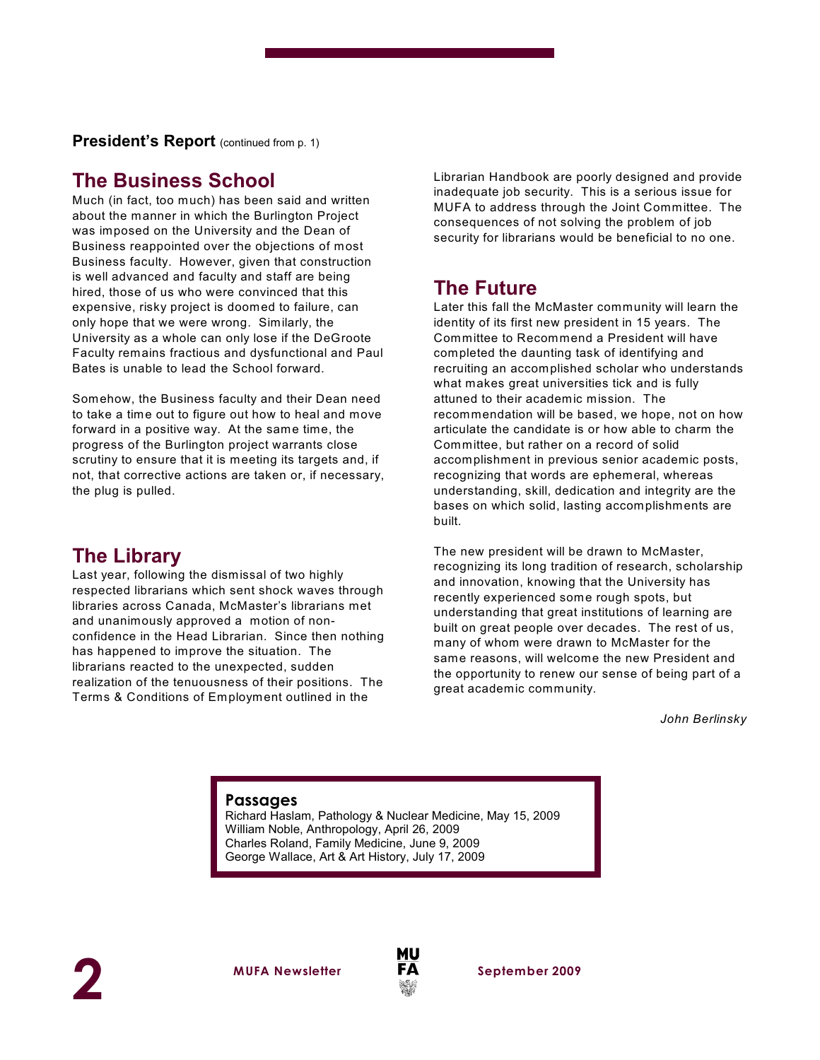**President's Report** (continued from p. 1)

## The Business School

Much (in fact, too much) has been said and written about the manner in which the Burlington Project was imposed on the University and the Dean of Business reappointed over the objections of most Business faculty. However, given that construction is well advanced and faculty and staff are being hired, those of us who were convinced that this expensive, risky project is doomed to failure, can only hope that we were wrong. Similarly, the University as a whole can only lose if the DeGroote Faculty remains fractious and dysfunctional and Paul Bates is unable to lead the School forward.

Somehow, the Business faculty and their Dean need to take a time out to figure out how to heal and move forward in a positive way. At the same time, the progress of the Burlington project warrants close scrutiny to ensure that it is meeting its targets and, if not, that corrective actions are taken or, if necessary, the plug is pulled.

## The Library

Last year, following the dismissal of two highly respected librarians which sent shock waves through libraries across Canada, McMaster's librarians met and unanimously approved a motion of non-confidence in the Head Librarian. Since then nothing has happened to improve the situation. The librarians reacted to the unexpected, sudden realization of the tenuousness of their positions. The Terms & Conditions of Employment outlined in the Librarian Handbook are poorly designed and provide inadequate job security. This is a serious issue for MUFA to address through the Joint Committee. The consequences of not solving the problem of job security for librarians would be beneficial to no one.

## The Future

Later this fall the McMaster community will learn the identity of its first new president in 15 years. The Committee to Recommend a President will have completed the daunting task of identifying and recruiting an accomplished scholar who understands what makes great universities tick and is fully attuned to their academic mission. The recommendation will be based, we hope, not on how articulate the candidate is or how able to charm the Committee, but rather on a record of solid accomplishment in previous senior academic posts, recognizing that words are ephemeral, whereas understanding, skill, dedication and integrity are the bases on which solid, lasting accomplishments are built.

The new president will be drawn to McMaster, recognizing its long tradition of research, scholarship and innovation, knowing that the University has recently experienced some rough spots, but understanding that great institutions of learning are built on great people over decades. The rest of us, many of whom were drawn to McMaster for the same reasons, will welcome the new President and the opportunity to renew our sense of being part of a great academic community.

*John Berlinsky*

### Passages

Richard Haslam, Pathology & Nuclear Medicine, May 15, 2009
William Noble, Anthropology, April 26, 2009
Charles Roland, Family Medicine, June 9, 2009
George Wallace, Art & Art History, July 17, 2009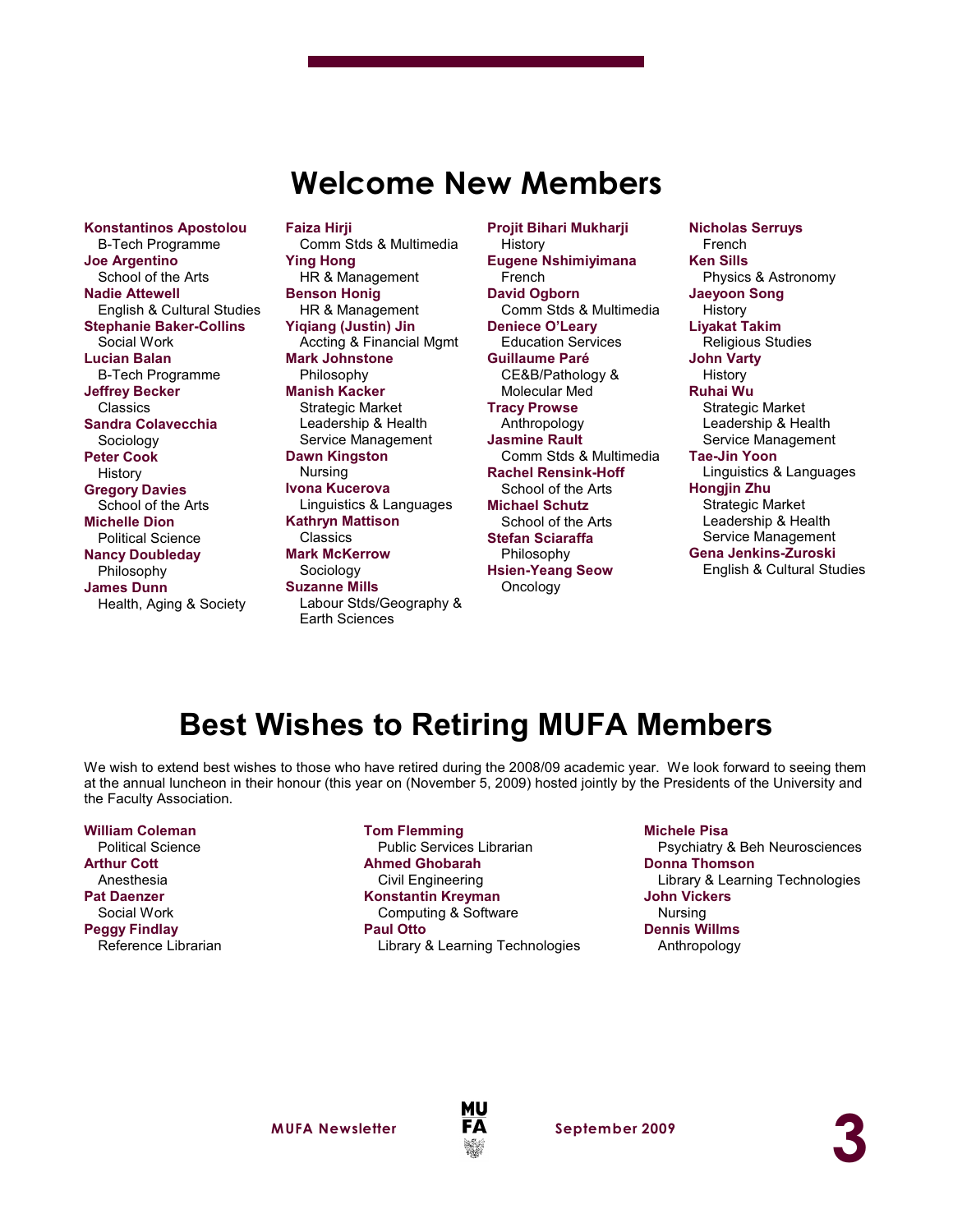# Welcome New Members

**Konstantinos Apostolou**
B-Tech Programme

**Joe Argentino**
School of the Arts

**Nadie Attewell**
English & Cultural Studies

**Stephanie Baker-Collins**
Social Work

**Lucian Balan**
B-Tech Programme

**Jeffrey Becker**
Classics

**Sandra Colavecchia**
Sociology

**Peter Cook**
History

**Gregory Davies**
School of the Arts

**Michelle Dion**
Political Science

**Nancy Doubleday**
Philosophy

**James Dunn**
Health, Aging & Society

**Faiza Hirji**
Comm Stds & Multimedia

**Ying Hong**
HR & Management

**Benson Honig**
HR & Management

**Yiqiang (Justin) Jin**
Accting & Financial Mgmt

**Mark Johnstone**
Philosophy

**Manish Kacker**
Strategic Market Leadership & Health Service Management

**Dawn Kingston**
Nursing

**Ivona Kucerova**
Linguistics & Languages

**Kathryn Mattison**
Classics

**Mark McKerrow**
Sociology

**Suzanne Mills**
Labour Stds/Geography & Earth Sciences

**Projit Bihari Mukharji**
History

**Eugene Nshimiyimana**
French

**David Ogborn**
Comm Stds & Multimedia

**Deniece O'Leary**
Education Services

**Guillaume Paré**
CE&B/Pathology & Molecular Med

**Tracy Prowse**
Anthropology

**Jasmine Rault**
Comm Stds & Multimedia

**Rachel Rensink-Hoff**
School of the Arts

**Michael Schutz**
School of the Arts

**Stefan Sciaraffa**
Philosophy

**Hsien-Yeang Seow**
Oncology

**Nicholas Serruys**
French

**Ken Sills**
Physics & Astronomy

**Jaeyoon Song**
History

**Liyakat Takim**
Religious Studies

**John Varty**
History

**Ruhai Wu**
Strategic Market Leadership & Health Service Management

**Tae-Jin Yoon**
Linguistics & Languages

**Hongjin Zhu**
Strategic Market Leadership & Health Service Management

**Gena Jenkins-Zuroski**
English & Cultural Studies

# Best Wishes to Retiring MUFA Members

We wish to extend best wishes to those who have retired during the 2008/09 academic year. We look forward to seeing them at the annual luncheon in their honour (this year on (November 5, 2009) hosted jointly by the Presidents of the University and the Faculty Association.

**William Coleman**
Political Science

**Arthur Cott**
Anesthesia

**Pat Daenzer**
Social Work

**Peggy Findlay**
Reference Librarian

**Tom Flemming**
Public Services Librarian

**Ahmed Ghobarah**
Civil Engineering

**Konstantin Kreyman**
Computing & Software

**Paul Otto**
Library & Learning Technologies

**Michele Pisa**
Psychiatry & Beh Neurosciences

**Donna Thomson**
Library & Learning Technologies

**John Vickers**
Nursing

**Dennis Willms**
Anthropology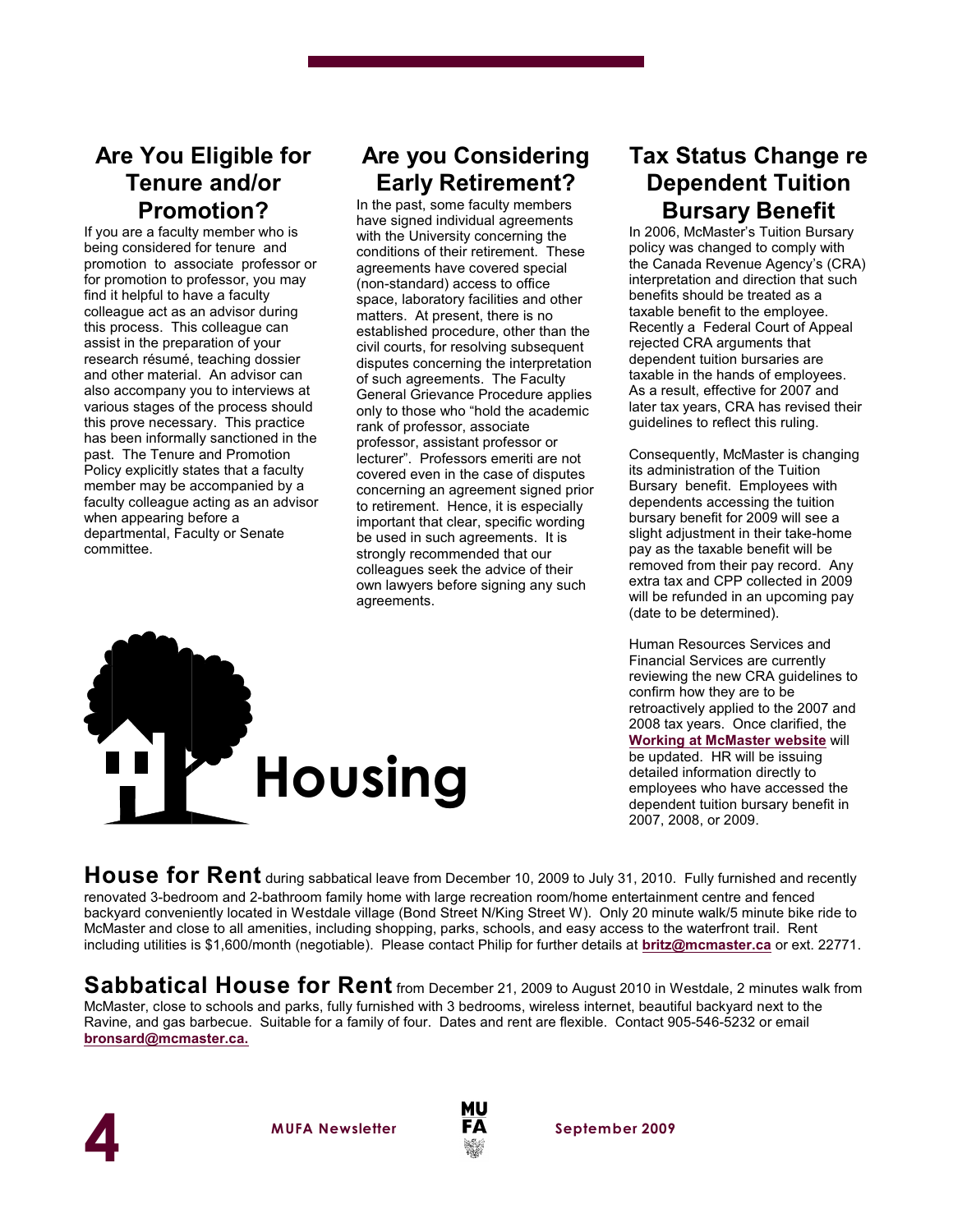## Are You Eligible for Tenure and/or Promotion?

If you are a faculty member who is being considered for tenure and promotion to associate professor or for promotion to professor, you may find it helpful to have a faculty colleague act as an advisor during this process. This colleague can assist in the preparation of your research résumé, teaching dossier and other material. An advisor can also accompany you to interviews at various stages of the process should this prove necessary. This practice has been informally sanctioned in the past. The Tenure and Promotion Policy explicitly states that a faculty member may be accompanied by a faculty colleague acting as an advisor when appearing before a departmental, Faculty or Senate committee.

## Are you Considering Early Retirement?

In the past, some faculty members have signed individual agreements with the University concerning the conditions of their retirement. These agreements have covered special (non-standard) access to office space, laboratory facilities and other matters. At present, there is no established procedure, other than the civil courts, for resolving subsequent disputes concerning the interpretation of such agreements. The Faculty General Grievance Procedure applies only to those who "hold the academic rank of professor, associate professor, assistant professor or lecturer". Professors emeriti are not covered even in the case of disputes concerning an agreement signed prior to retirement. Hence, it is especially important that clear, specific wording be used in such agreements. It is strongly recommended that our colleagues seek the advice of their own lawyers before signing any such agreements.

## Tax Status Change re Dependent Tuition Bursary Benefit

In 2006, McMaster's Tuition Bursary policy was changed to comply with the Canada Revenue Agency's (CRA) interpretation and direction that such benefits should be treated as a taxable benefit to the employee. Recently a Federal Court of Appeal rejected CRA arguments that dependent tuition bursaries are taxable in the hands of employees. As a result, effective for 2007 and later tax years, CRA has revised their guidelines to reflect this ruling.

Consequently, McMaster is changing its administration of the Tuition Bursary benefit. Employees with dependents accessing the tuition bursary benefit for 2009 will see a slight adjustment in their take-home pay as the taxable benefit will be removed from their pay record. Any extra tax and CPP collected in 2009 will be refunded in an upcoming pay (date to be determined).

Human Resources Services and Financial Services are currently reviewing the new CRA guidelines to confirm how they are to be retroactively applied to the 2007 and 2008 tax years. Once clarified, the **Working at McMaster website** will be updated. HR will be issuing detailed information directly to employees who have accessed the dependent tuition bursary benefit in 2007, 2008, or 2009.

# Housing

**House for Rent** during sabbatical leave from December 10, 2009 to July 31, 2010. Fully furnished and recently renovated 3-bedroom and 2-bathroom family home with large recreation room/home entertainment centre and fenced backyard conveniently located in Westdale village (Bond Street N/King Street W). Only 20 minute walk/5 minute bike ride to McMaster and close to all amenities, including shopping, parks, schools, and easy access to the waterfront trail. Rent including utilities is $1,600/month (negotiable). Please contact Philip for further details at **britz@mcmaster.ca** or ext. 22771.

**Sabbatical House for Rent** from December 21, 2009 to August 2010 in Westdale, 2 minutes walk from McMaster, close to schools and parks, fully furnished with 3 bedrooms, wireless internet, beautiful backyard next to the Ravine, and gas barbecue. Suitable for a family of four. Dates and rent are flexible. Contact 905-546-5232 or email **bronsard@mcmaster.ca.**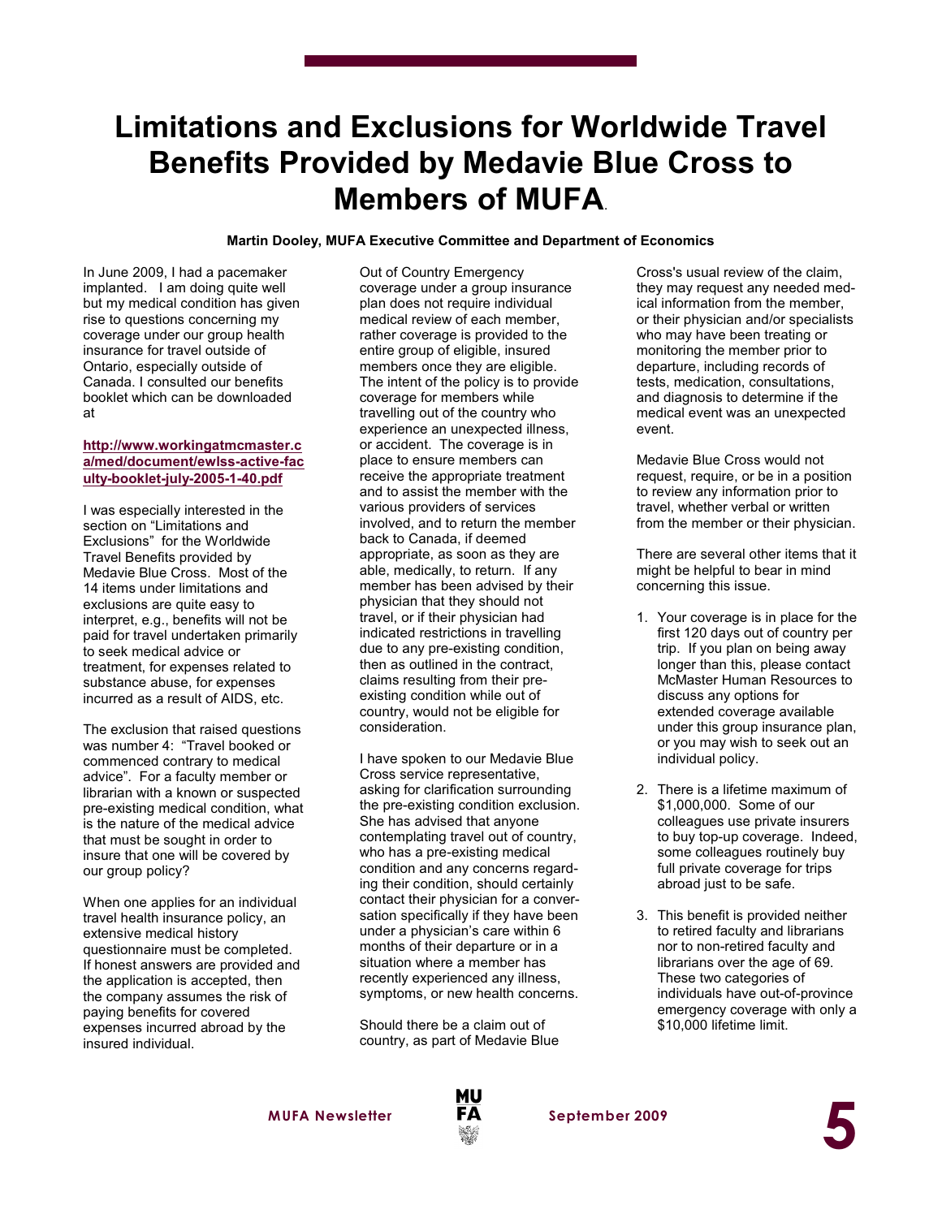# Limitations and Exclusions for Worldwide Travel Benefits Provided by Medavie Blue Cross to Members of MUFA.

**Martin Dooley, MUFA Executive Committee and Department of Economics**

In June 2009, I had a pacemaker implanted. I am doing quite well but my medical condition has given rise to questions concerning my coverage under our group health insurance for travel outside of Ontario, especially outside of Canada. I consulted our benefits booklet which can be downloaded at

**http://www.workingatmcmaster.ca/med/document/ewlss-active-faculty-booklet-july-2005-1-40.pdf**

I was especially interested in the section on "Limitations and Exclusions" for the Worldwide Travel Benefits provided by Medavie Blue Cross. Most of the 14 items under limitations and exclusions are quite easy to interpret, e.g., benefits will not be paid for travel undertaken primarily to seek medical advice or treatment, for expenses related to substance abuse, for expenses incurred as a result of AIDS, etc.

The exclusion that raised questions was number 4: "Travel booked or commenced contrary to medical advice". For a faculty member or librarian with a known or suspected pre-existing medical condition, what is the nature of the medical advice that must be sought in order to insure that one will be covered by our group policy?

When one applies for an individual travel health insurance policy, an extensive medical history questionnaire must be completed. If honest answers are provided and the application is accepted, then the company assumes the risk of paying benefits for covered expenses incurred abroad by the insured individual.

Out of Country Emergency coverage under a group insurance plan does not require individual medical review of each member, rather coverage is provided to the entire group of eligible, insured members once they are eligible. The intent of the policy is to provide coverage for members while travelling out of the country who experience an unexpected illness, or accident. The coverage is in place to ensure members can receive the appropriate treatment and to assist the member with the various providers of services involved, and to return the member back to Canada, if deemed appropriate, as soon as they are able, medically, to return. If any member has been advised by their physician that they should not travel, or if their physician had indicated restrictions in travelling due to any pre-existing condition, then as outlined in the contract, claims resulting from their pre-existing condition while out of country, would not be eligible for consideration.

I have spoken to our Medavie Blue Cross service representative, asking for clarification surrounding the pre-existing condition exclusion. She has advised that anyone contemplating travel out of country, who has a pre-existing medical condition and any concerns regarding their condition, should certainly contact their physician for a conversation specifically if they have been under a physician's care within 6 months of their departure or in a situation where a member has recently experienced any illness, symptoms, or new health concerns.

Should there be a claim out of country, as part of Medavie Blue Cross's usual review of the claim, they may request any needed medical information from the member, or their physician and/or specialists who may have been treating or monitoring the member prior to departure, including records of tests, medication, consultations, and diagnosis to determine if the medical event was an unexpected event.

Medavie Blue Cross would not request, require, or be in a position to review any information prior to travel, whether verbal or written from the member or their physician.

There are several other items that it might be helpful to bear in mind concerning this issue.

1. Your coverage is in place for the first 120 days out of country per trip. If you plan on being away longer than this, please contact McMaster Human Resources to discuss any options for extended coverage available under this group insurance plan, or you may wish to seek out an individual policy.

2. There is a lifetime maximum of $1,000,000. Some of our colleagues use private insurers to buy top-up coverage. Indeed, some colleagues routinely buy full private coverage for trips abroad just to be safe.

3. This benefit is provided neither to retired faculty and librarians nor to non-retired faculty and librarians over the age of 69. These two categories of individuals have out-of-province emergency coverage with only a $10,000 lifetime limit.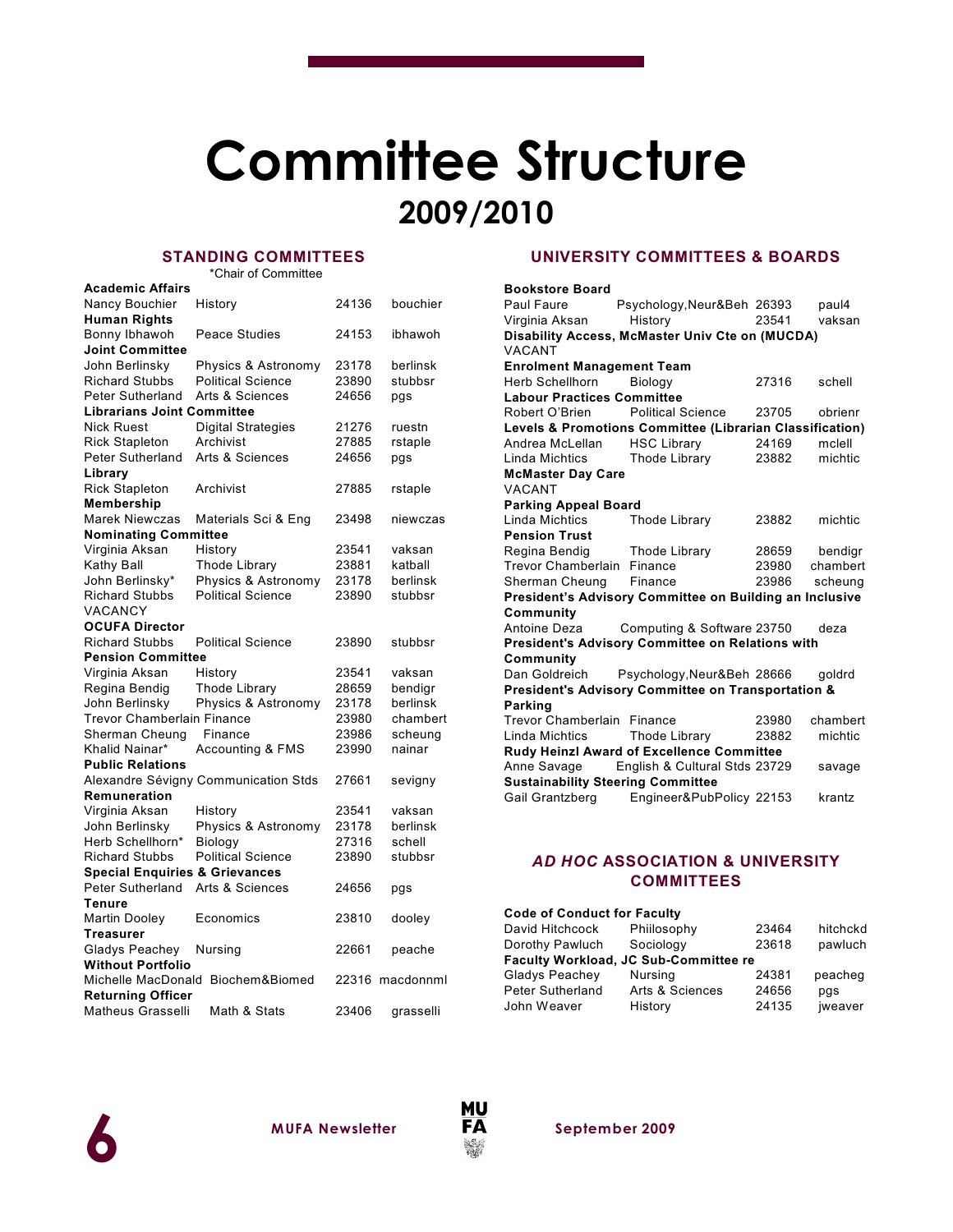# Committee Structure

## 2009/2010

### STANDING COMMITTEES

*Chair of Committee

| Name | Department | Ext. | Email |
|---|---|---|---|
| **Academic Affairs** | | | |
| Nancy Bouchier | History | 24136 | bouchier |
| **Human Rights** | | | |
| Bonny Ibhawoh | Peace Studies | 24153 | ibhawoh |
| **Joint Committee** | | | |
| John Berlinsky | Physics & Astronomy | 23178 | berlinsk |
| Richard Stubbs | Political Science | 23890 | stubbsr |
| Peter Sutherland | Arts & Sciences | 24656 | pgs |
| **Librarians Joint Committee** | | | |
| Nick Ruest | Digital Strategies | 21276 | ruestn |
| Rick Stapleton | Archivist | 27885 | rstaple |
| Peter Sutherland | Arts & Sciences | 24656 | pgs |
| **Library** | | | |
| Rick Stapleton | Archivist | 27885 | rstaple |
| **Membership** | | | |
| Marek Niewczas | Materials Sci & Eng | 23498 | niewczas |
| **Nominating Committee** | | | |
| Virginia Aksan | History | 23541 | vaksan |
| Kathy Ball | Thode Library | 23881 | katball |
| John Berlinsky* | Physics & Astronomy | 23178 | berlinsk |
| Richard Stubbs | Political Science | 23890 | stubbsr |
| VACANCY | | | |
| **OCUFA Director** | | | |
| Richard Stubbs | Political Science | 23890 | stubbsr |
| **Pension Committee** | | | |
| Virginia Aksan | History | 23541 | vaksan |
| Regina Bendig | Thode Library | 28659 | bendigr |
| John Berlinsky | Physics & Astronomy | 23178 | berlinsk |
| Trevor Chamberlain | Finance | 23980 | chambert |
| Sherman Cheung | Finance | 23986 | scheung |
| Khalid Nainar* | Accounting & FMS | 23990 | nainar |
| **Public Relations** | | | |
| Alexandre Sévigny | Communication Stds | 27661 | sevigny |
| **Remuneration** | | | |
| Virginia Aksan | History | 23541 | vaksan |
| John Berlinsky | Physics & Astronomy | 23178 | berlinsk |
| Herb Schellhorn* | Biology | 27316 | schell |
| Richard Stubbs | Political Science | 23890 | stubbsr |
| **Special Enquiries & Grievances** | | | |
| Peter Sutherland | Arts & Sciences | 24656 | pgs |
| **Tenure** | | | |
| Martin Dooley | Economics | 23810 | dooley |
| **Treasurer** | | | |
| Gladys Peachey | Nursing | 22661 | peache |
| **Without Portfolio** | | | |
| Michelle MacDonald | Biochem&Biomed | 22316 | macdonnml |
| **Returning Officer** | | | |
| Matheus Grasselli | Math & Stats | 23406 | grasselli |

### UNIVERSITY COMMITTEES & BOARDS

| Name | Department | Ext. | Email |
|---|---|---|---|
| **Bookstore Board** | | | |
| Paul Faure | Psychology,Neur&Beh | 26393 | paul4 |
| Virginia Aksan | History | 23541 | vaksan |
| **Disability Access, McMaster Univ Cte on (MUCDA)** | | | |
| VACANT | | | |
| **Enrolment Management Team** | | | |
| Herb Schellhorn | Biology | 27316 | schell |
| **Labour Practices Committee** | | | |
| Robert O'Brien | Political Science | 23705 | obrienr |
| **Levels & Promotions Committee (Librarian Classification)** | | | |
| Andrea McLellan | HSC Library | 24169 | mclell |
| Linda Michtics | Thode Library | 23882 | michtic |
| **McMaster Day Care** | | | |
| VACANT | | | |
| **Parking Appeal Board** | | | |
| Linda Michtics | Thode Library | 23882 | michtic |
| **Pension Trust** | | | |
| Regina Bendig | Thode Library | 28659 | bendigr |
| Trevor Chamberlain | Finance | 23980 | chambert |
| Sherman Cheung | Finance | 23986 | scheung |
| **President's Advisory Committee on Building an Inclusive Community** | | | |
| Antoine Deza | Computing & Software | 23750 | deza |
| **President's Advisory Committee on Relations with Community** | | | |
| Dan Goldreich | Psychology,Neur&Beh | 28666 | goldrd |
| **President's Advisory Committee on Transportation & Parking** | | | |
| Trevor Chamberlain | Finance | 23980 | chambert |
| Linda Michtics | Thode Library | 23882 | michtic |
| **Rudy Heinzl Award of Excellence Committee** | | | |
| Anne Savage | English & Cultural Stds | 23729 | savage |
| **Sustainability Steering Committee** | | | |
| Gail Grantzberg | Engineer&PubPolicy | 22153 | krantz |

### *AD HOC* ASSOCIATION & UNIVERSITY COMMITTEES

| Name | Department | Ext. | Email |
|---|---|---|---|
| **Code of Conduct for Faculty** | | | |
| David Hitchcock | Phiilosophy | 23464 | hitchckd |
| Dorothy Pawluch | Sociology | 23618 | pawluch |
| **Faculty Workload, JC Sub-Committee re** | | | |
| Gladys Peachey | Nursing | 24381 | peacheg |
| Peter Sutherland | Arts & Sciences | 24656 | pgs |
| John Weaver | History | 24135 | jweaver |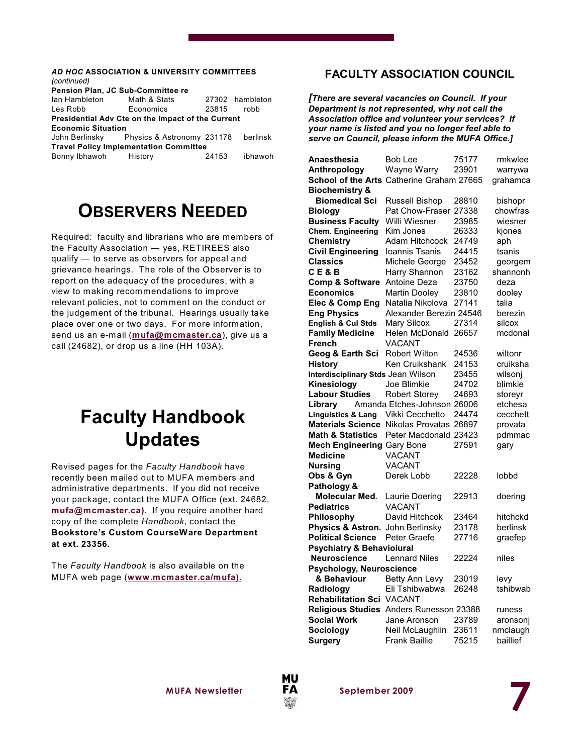***AD HOC* ASSOCIATION & UNIVERSITY COMMITTEES**
*(continued)*

**Pension Plan, JC Sub-Committee re**

| | | | |
|---|---|---|---|
| Ian Hambleton | Math & Stats | 27302 | hambleton |
| Les Robb | Economics | 23815 | robb |

**Presidential Adv Cte on the Impact of the Current Economic Situation**

| | | | |
|---|---|---|---|
| John Berlinsky | Physics & Astronomy | 231178 | berlinsk |

**Travel Policy Implementation Committee**

| | | | |
|---|---|---|---|
| Bonny Ibhawoh | History | 24153 | ibhawoh |

# OBSERVERS NEEDED

Required: faculty and librarians who are members of the Faculty Association — yes, RETIREES also qualify — to serve as observers for appeal and grievance hearings. The role of the Observer is to report on the adequacy of the procedures, with a view to making recommendations to improve relevant policies, not to comment on the conduct or the judgement of the tribunal. Hearings usually take place over one or two days. For more information, send us an e-mail (**mufa@mcmaster.ca**), give us a call (24682), or drop us a line (HH 103A).

# Faculty Handbook Updates

Revised pages for the *Faculty Handbook* have recently been mailed out to MUFA members and administrative departments. If you did not receive your package, contact the MUFA Office (ext. 24682, **mufa@mcmaster.ca).** If you require another hard copy of the complete *Handbook*, contact the **Bookstore's Custom CourseWare Department at ext. 23356.**

The *Faculty Handbook* is also available on the MUFA web page (**www.mcmaster.ca/mufa).**

## FACULTY ASSOCIATION COUNCIL

***[There are several vacancies on Council. If your Department is not represented, why not call the Association office and volunteer your services? If your name is listed and you no longer feel able to serve on Council, please inform the MUFA Office.]***

| | | | |
|---|---|---|---|
| **Anaesthesia** | Bob Lee | 75177 | rmkwlee |
| **Anthropology** | Wayne Warry | 23901 | warrywa |
| **School of the Arts** | Catherine Graham | 27665 | grahamca |
| **Biochemistry & Biomedical Sci** | Russell Bishop | 28810 | bishopr |
| **Biology** | Pat Chow-Fraser | 27338 | chowfras |
| **Business Faculty** | Willi Wiesner | 23985 | wiesner |
| **Chem. Engineering** | Kim Jones | 26333 | kjones |
| **Chemistry** | Adam Hitchcock | 24749 | aph |
| **Civil Engineering** | Ioannis Tsanis | 24415 | tsanis |
| **Classics** | Michele George | 23452 | georgem |
| **C E & B** | Harry Shannon | 23162 | shannonh |
| **Comp & Software** | Antoine Deza | 23750 | deza |
| **Economics** | Martin Dooley | 23810 | dooley |
| **Elec & Comp Eng** | Natalia Nikolova | 27141 | talia |
| **Eng Physics** | Alexander Berezin | 24546 | berezin |
| **English & Cul Stds** | Mary Silcox | 27314 | silcox |
| **Family Medicine** | Helen McDonald | 26657 | mcdonal |
| **French** | VACANT | | |
| **Geog & Earth Sci** | Robert Wilton | 24536 | wiltonr |
| **History** | Ken Cruikshank | 24153 | cruiksha |
| **Interdisciplinary Stds** | Jean Wilson | 23455 | wilsonj |
| **Kinesiology** | Joe Blimkie | 24702 | blimkie |
| **Labour Studies** | Robert Storey | 24693 | storeyr |
| **Library** | Amanda Etches-Johnson | 26006 | etchesa |
| **Linguistics & Lang** | Vikki Cecchetto | 24474 | cecchett |
| **Materials Science** | Nikolas Provatas | 26897 | provata |
| **Math & Statistics** | Peter Macdonald | 23423 | pdmmac |
| **Mech Engineering** | Gary Bone | 27591 | gary |
| **Medicine** | VACANT | | |
| **Nursing** | VACANT | | |
| **Obs & Gyn** | Derek Lobb | 22228 | lobbd |
| **Pathology & Molecular Med.** | Laurie Doering | 22913 | doering |
| **Pediatrics** | VACANT | | |
| **Philosophy** | David Hitchcok | 23464 | hitchckd |
| **Physics & Astron.** | John Berlinsky | 23178 | berlinsk |
| **Political Science** | Peter Graefe | 27716 | graefep |
| **Psychiatry & Behavioiural Neuroscience** | Lennard Niles | 22224 | niles |
| **Psychology, Neuroscience & Behaviour** | Betty Ann Levy | 23019 | levy |
| **Radiology** | Eli Tshibwabwa | 26248 | tshibwab |
| **Rehabilitation Sci** | VACANT | | |
| **Religious Studies** | Anders Runesson | 23388 | runess |
| **Social Work** | Jane Aronson | 23789 | aronsonj |
| **Sociology** | Neil McLaughlin | 23611 | nmclaugh |
| **Surgery** | Frank Baillie | 75215 | baillief |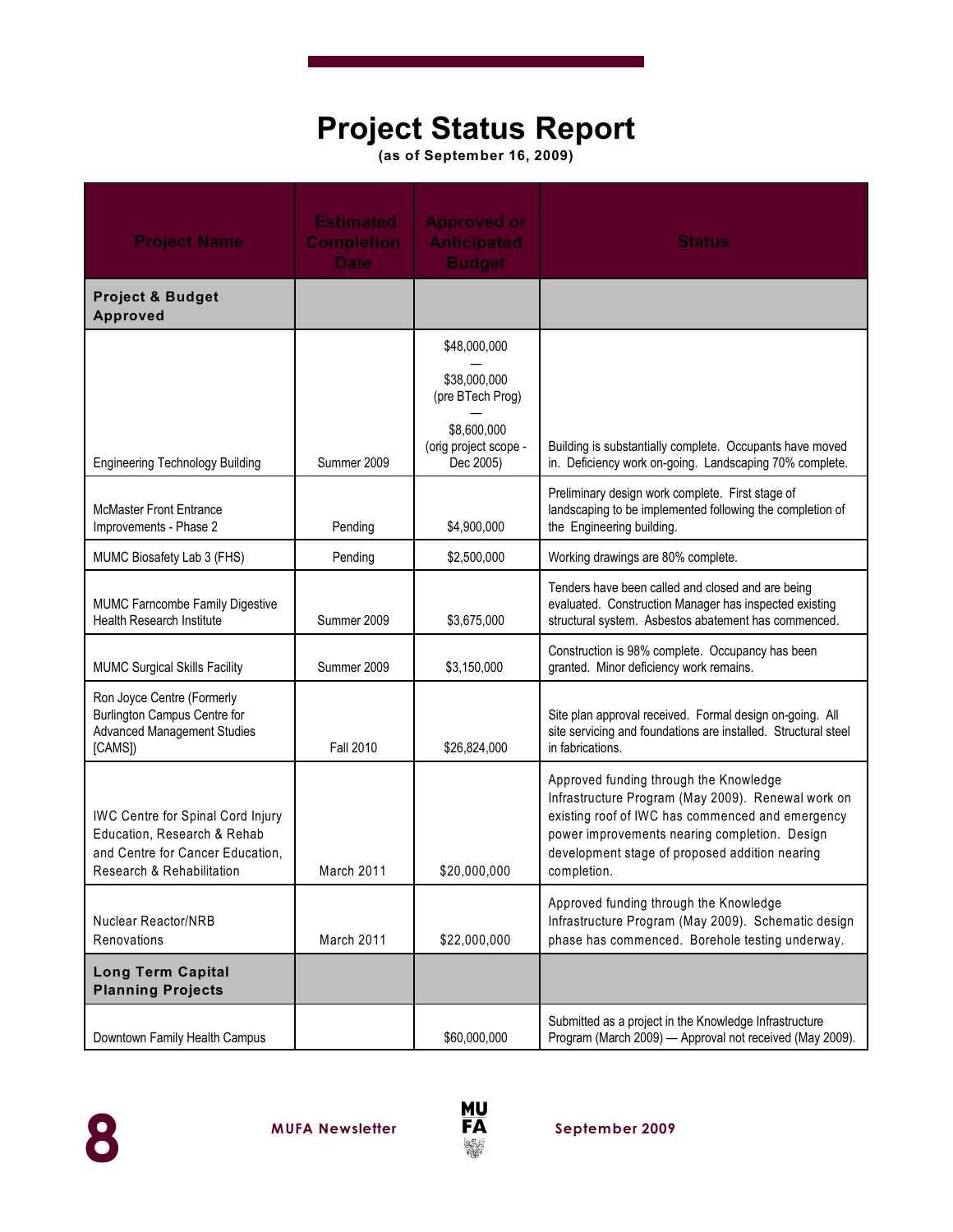# Project Status Report

**(as of September 16, 2009)**

| Project Name | Estimated Completion Date | Approved or Anticipated Budget | Status |
|---|---|---|---|
| **Project & Budget Approved** | | | |
| Engineering Technology Building | Summer 2009 | $48,000,000 — $38,000,000 (pre BTech Prog) — $8,600,000 (orig project scope - Dec 2005) | Building is substantially complete. Occupants have moved in. Deficiency work on-going. Landscaping 70% complete. |
| McMaster Front Entrance Improvements - Phase 2 | Pending | $4,900,000 | Preliminary design work complete. First stage of landscaping to be implemented following the completion of the Engineering building. |
| MUMC Biosafety Lab 3 (FHS) | Pending | $2,500,000 | Working drawings are 80% complete. |
| MUMC Farncombe Family Digestive Health Research Institute | Summer 2009 | $3,675,000 | Tenders have been called and closed and are being evaluated. Construction Manager has inspected existing structural system. Asbestos abatement has commenced. |
| MUMC Surgical Skills Facility | Summer 2009 | $3,150,000 | Construction is 98% complete. Occupancy has been granted. Minor deficiency work remains. |
| Ron Joyce Centre (Formerly Burlington Campus Centre for Advanced Management Studies [CAMS]) | Fall 2010 | $26,824,000 | Site plan approval received. Formal design on-going. All site servicing and foundations are installed. Structural steel in fabrications. |
| IWC Centre for Spinal Cord Injury Education, Research & Rehab and Centre for Cancer Education, Research & Rehabilitation | March 2011 | $20,000,000 | Approved funding through the Knowledge Infrastructure Program (May 2009). Renewal work on existing roof of IWC has commenced and emergency power improvements nearing completion. Design development stage of proposed addition nearing completion. |
| Nuclear Reactor/NRB Renovations | March 2011 | $22,000,000 | Approved funding through the Knowledge Infrastructure Program (May 2009). Schematic design phase has commenced. Borehole testing underway. |
| **Long Term Capital Planning Projects** | | | |
| Downtown Family Health Campus | | $60,000,000 | Submitted as a project in the Knowledge Infrastructure Program (March 2009) — Approval not received (May 2009). |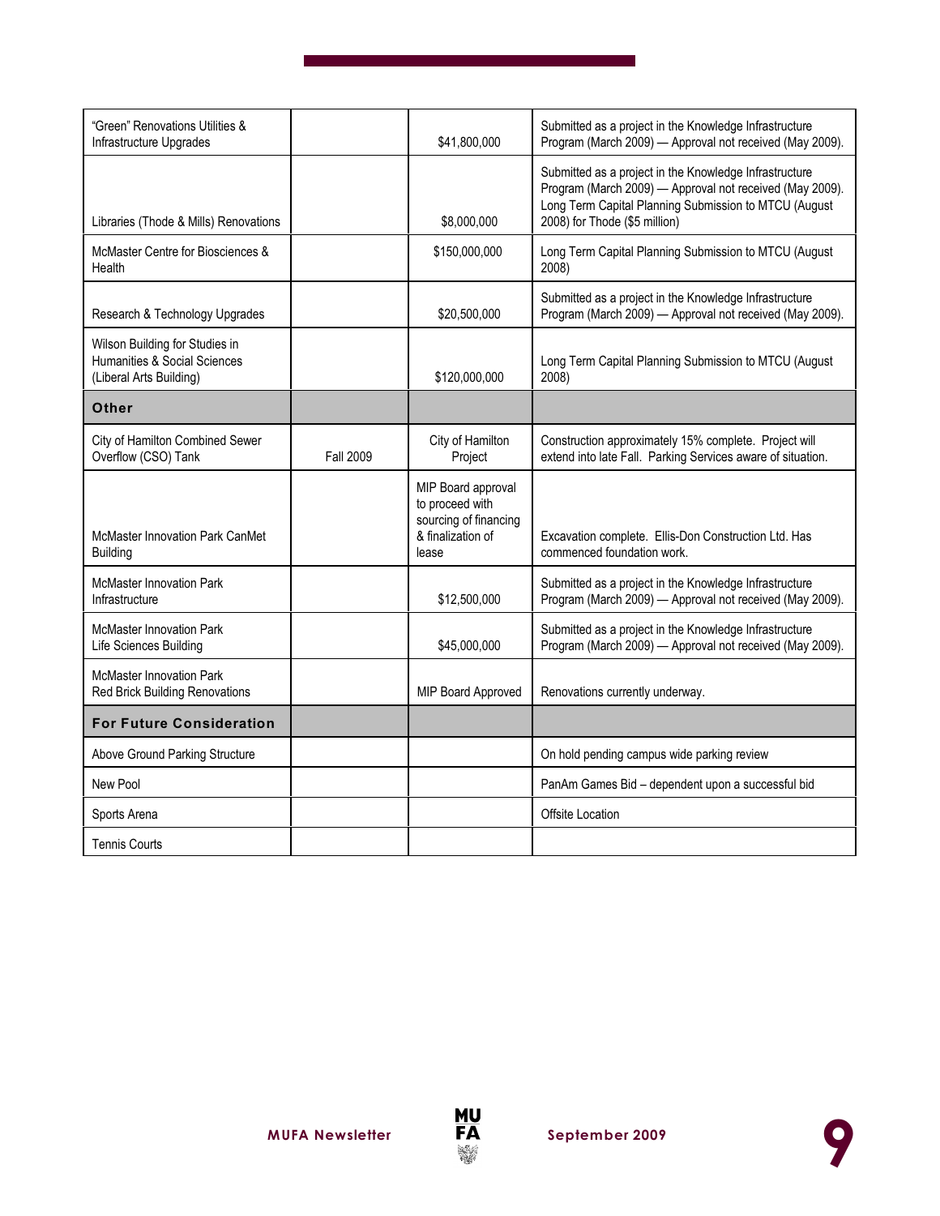| | | | |
|---|---|---|---|
| "Green" Renovations Utilities & Infrastructure Upgrades | | $41,800,000 | Submitted as a project in the Knowledge Infrastructure Program (March 2009) — Approval not received (May 2009). |
| Libraries (Thode & Mills) Renovations | | $8,000,000 | Submitted as a project in the Knowledge Infrastructure Program (March 2009) — Approval not received (May 2009). Long Term Capital Planning Submission to MTCU (August 2008) for Thode ($5 million) |
| McMaster Centre for Biosciences & Health | | $150,000,000 | Long Term Capital Planning Submission to MTCU (August 2008) |
| Research & Technology Upgrades | | $20,500,000 | Submitted as a project in the Knowledge Infrastructure Program (March 2009) — Approval not received (May 2009). |
| Wilson Building for Studies in Humanities & Social Sciences (Liberal Arts Building) | | $120,000,000 | Long Term Capital Planning Submission to MTCU (August 2008) |
| **Other** | | | |
| City of Hamilton Combined Sewer Overflow (CSO) Tank | Fall 2009 | City of Hamilton Project | Construction approximately 15% complete. Project will extend into late Fall. Parking Services aware of situation. |
| McMaster Innovation Park CanMet Building | | MIP Board approval to proceed with sourcing of financing & finalization of lease | Excavation complete. Ellis-Don Construction Ltd. Has commenced foundation work. |
| McMaster Innovation Park Infrastructure | | $12,500,000 | Submitted as a project in the Knowledge Infrastructure Program (March 2009) — Approval not received (May 2009). |
| McMaster Innovation Park Life Sciences Building | | $45,000,000 | Submitted as a project in the Knowledge Infrastructure Program (March 2009) — Approval not received (May 2009). |
| McMaster Innovation Park Red Brick Building Renovations | | MIP Board Approved | Renovations currently underway. |
| **For Future Consideration** | | | |
| Above Ground Parking Structure | | | On hold pending campus wide parking review |
| New Pool | | | PanAm Games Bid – dependent upon a successful bid |
| Sports Arena | | | Offsite Location |
| Tennis Courts | | | |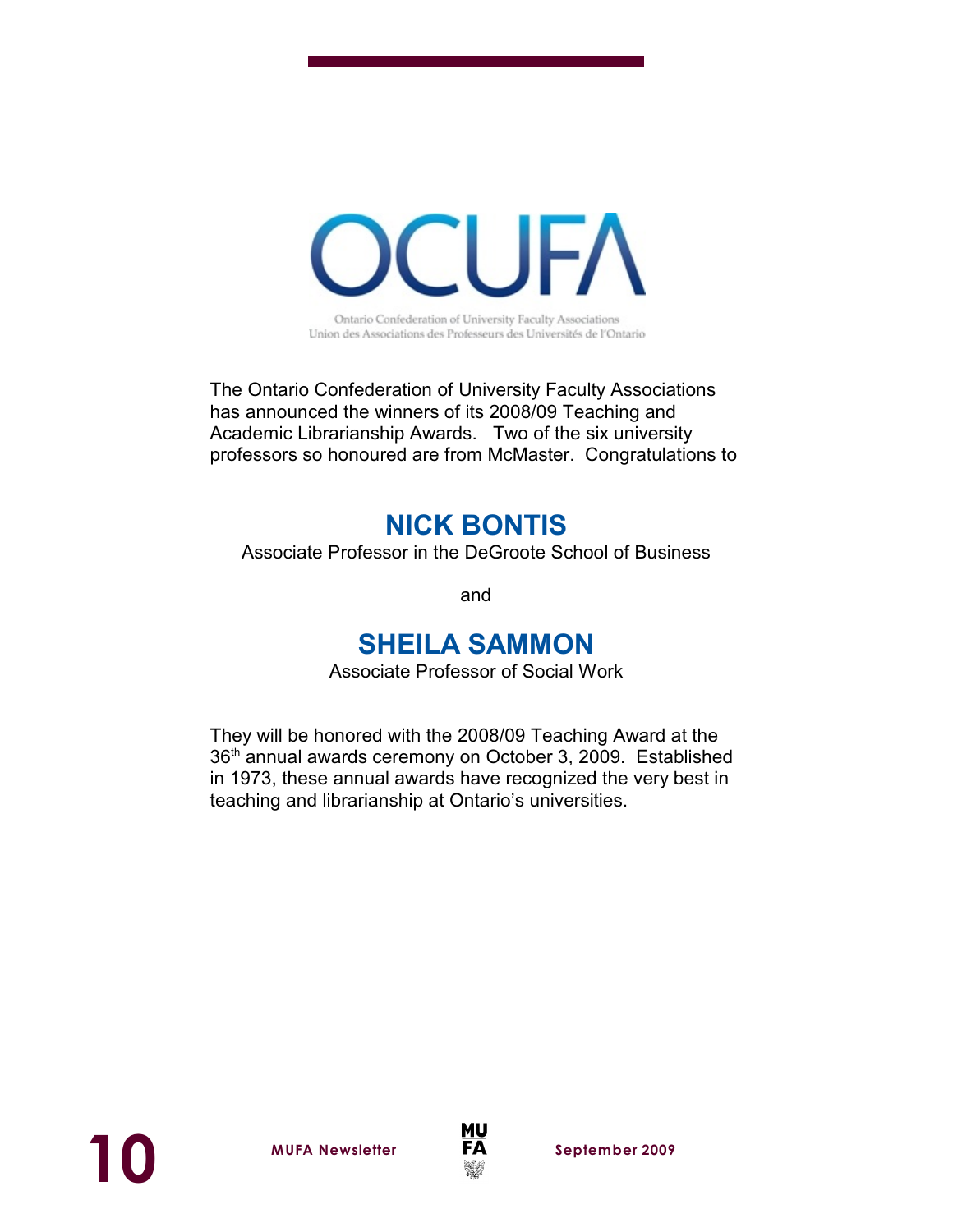OCUFA

Ontario Confederation of University Faculty Associations
Union des Associations des Professeurs des Universités de l'Ontario

The Ontario Confederation of University Faculty Associations has announced the winners of its 2008/09 Teaching and Academic Librarianship Awards. Two of the six university professors so honoured are from McMaster. Congratulations to

## NICK BONTIS

Associate Professor in the DeGroote School of Business

and

## SHEILA SAMMON

Associate Professor of Social Work

They will be honored with the 2008/09 Teaching Award at the 36th annual awards ceremony on October 3, 2009. Established in 1973, these annual awards have recognized the very best in teaching and librarianship at Ontario's universities.